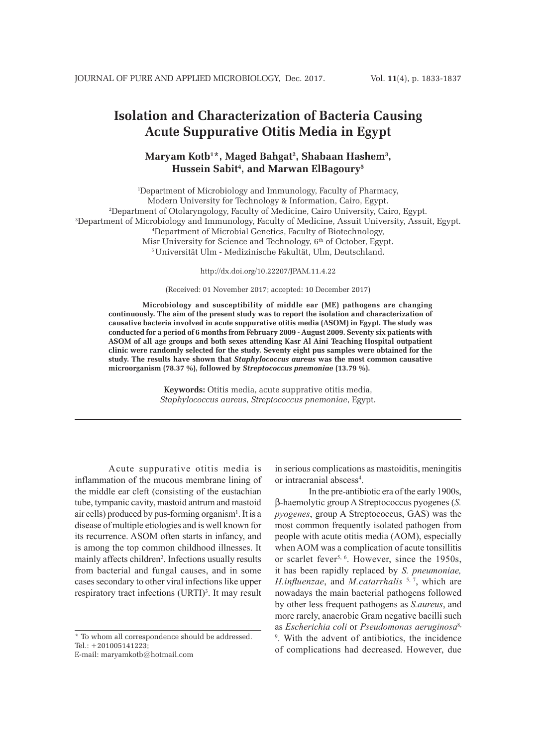# Isolation and Characterization of Bacteria Causing Acute Suppurative Otitis Media in Egypt

**Maryam Kotb[1]*, Maged Bahgat[2], Shabaan Hashem[3], Hussein Sabit[4], and Marwan ElBagoury[5]**

[1]Department of Microbiology and Immunology, Faculty of Pharmacy, Modern University for Technology & Information, Cairo, Egypt.
[2]Department of Otolaryngology, Faculty of Medicine, Cairo University, Cairo, Egypt.
[3]Department of Microbiology and Immunology, Faculty of Medicine, Assuit University, Assuit, Egypt.
[4]Department of Microbial Genetics, Faculty of Biotechnology, Misr University for Science and Technology, 6th of October, Egypt.
[5]Universität Ulm - Medizinische Fakultät, Ulm, Deutschland.

http://dx.doi.org/10.22207/JPAM.11.4.22

(Received: 01 November 2017; accepted: 10 December 2017)

**Microbiology and susceptibility of middle ear (ME) pathogens are changing continuously. The aim of the present study was to report the isolation and characterization of causative bacteria involved in acute suppurative otitis media (ASOM) in Egypt. The study was conducted for a period of 6 months from February 2009 - August 2009. Seventy six patients with ASOM of all age groups and both sexes attending Kasr Al Aini Teaching Hospital outpatient clinic were randomly selected for the study. Seventy eight pus samples were obtained for the study. The results have shown that *Staphylococcus aureus* was the most common causative microorganism (78.37 %), followed by *Streptococcus pnemoniae* (13.79 %).**

**Keywords:** Otitis media, acute supprative otitis media, *Staphylococcus aureus*, *Streptococcus pnemoniae*, Egypt.

---

Acute suppurative otitis media is inflammation of the mucous membrane lining of the middle ear cleft (consisting of the eustachian tube, tympanic cavity, mastoid antrum and mastoid air cells) produced by pus-forming organism[1]. It is a disease of multiple etiologies and is well known for its recurrence. ASOM often starts in infancy, and is among the top common childhood illnesses. It mainly affects children[2]. Infections usually results from bacterial and fungal causes, and in some cases secondary to other viral infections like upper respiratory tract infections (URTI)[3]. It may result in serious complications as mastoiditis, meningitis or intracranial abscess[4].

In the pre-antibiotic era of the early 1900s, β-haemolytic group A Streptococcus pyogenes (*S. pyogenes*, group A Streptococcus, GAS) was the most common frequently isolated pathogen from people with acute otitis media (AOM), especially when AOM was a complication of acute tonsillitis or scarlet fever[5, 6]. However, since the 1950s, it has been rapidly replaced by *S. pneumoniae, H.influenzae*, and *M.catarrhalis* [5, 7], which are nowadays the main bacterial pathogens followed by other less frequent pathogens as *S.aureus*, and more rarely, anaerobic Gram negative bacilli such as *Escherichia coli* or *Pseudomonas aeruginosa*[8, 9]. With the advent of antibiotics, the incidence of complications had decreased. However, due

\* To whom all correspondence should be addressed.
Tel.: +201005141223;
E-mail: maryamkotb@hotmail.com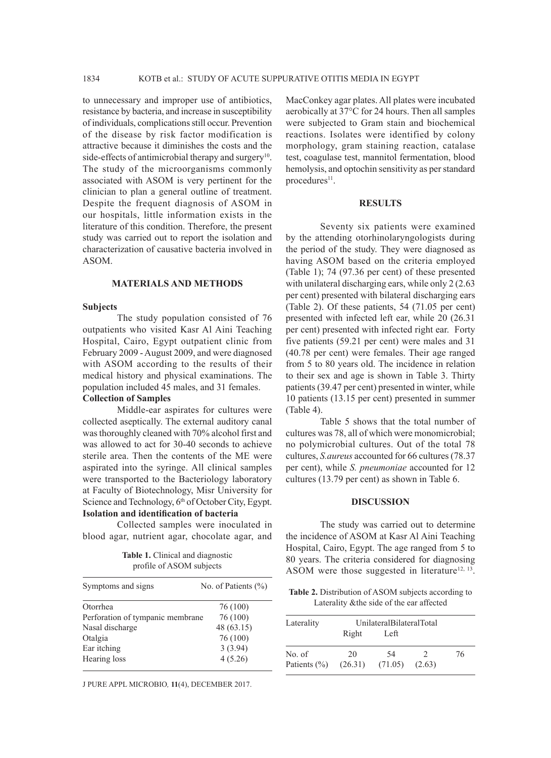to unnecessary and improper use of antibiotics, resistance by bacteria, and increase in susceptibility of individuals, complications still occur. Prevention of the disease by risk factor modification is attractive because it diminishes the costs and the side-effects of antimicrobial therapy and surgery[10]. The study of the microorganisms commonly associated with ASOM is very pertinent for the clinician to plan a general outline of treatment. Despite the frequent diagnosis of ASOM in our hospitals, little information exists in the literature of this condition. Therefore, the present study was carried out to report the isolation and characterization of causative bacteria involved in ASOM.

## MATERIALS AND METHODS

### Subjects

The study population consisted of 76 outpatients who visited Kasr Al Aini Teaching Hospital, Cairo, Egypt outpatient clinic from February 2009 - August 2009, and were diagnosed with ASOM according to the results of their medical history and physical examinations. The population included 45 males, and 31 females.

### Collection of Samples

Middle-ear aspirates for cultures were collected aseptically. The external auditory canal was thoroughly cleaned with 70% alcohol first and was allowed to act for 30-40 seconds to achieve sterile area. Then the contents of the ME were aspirated into the syringe. All clinical samples were transported to the Bacteriology laboratory at Faculty of Biotechnology, Misr University for Science and Technology, 6th of October City, Egypt.

### Isolation and identification of bacteria

Collected samples were inoculated in blood agar, nutrient agar, chocolate agar, and MacConkey agar plates. All plates were incubated aerobically at 37°C for 24 hours. Then all samples were subjected to Gram stain and biochemical reactions. Isolates were identified by colony morphology, gram staining reaction, catalase test, coagulase test, mannitol fermentation, blood hemolysis, and optochin sensitivity as per standard procedures[11].

**Table 1.** Clinical and diagnostic profile of ASOM subjects

| Symptoms and signs | No. of Patients (%) |
|---|---|
| Otorrhea | 76 (100) |
| Perforation of tympanic membrane | 76 (100) |
| Nasal discharge | 48 (63.15) |
| Otalgia | 76 (100) |
| Ear itching | 3 (3.94) |
| Hearing loss | 4 (5.26) |

## RESULTS

Seventy six patients were examined by the attending otorhinolaryngologists during the period of the study. They were diagnosed as having ASOM based on the criteria employed (Table 1); 74 (97.36 per cent) of these presented with unilateral discharging ears, while only 2 (2.63 per cent) presented with bilateral discharging ears (Table 2). Of these patients, 54 (71.05 per cent) presented with infected left ear, while 20 (26.31 per cent) presented with infected right ear. Forty five patients (59.21 per cent) were males and 31 (40.78 per cent) were females. Their age ranged from 5 to 80 years old. The incidence in relation to their sex and age is shown in Table 3. Thirty patients (39.47 per cent) presented in winter, while 10 patients (13.15 per cent) presented in summer (Table 4).

Table 5 shows that the total number of cultures was 78, all of which were monomicrobial; no polymicrobial cultures. Out of the total 78 cultures, *S.aureus* accounted for 66 cultures (78.37 per cent), while *S. pneumoniae* accounted for 12 cultures (13.79 per cent) as shown in Table 6.

## DISCUSSION

The study was carried out to determine the incidence of ASOM at Kasr Al Aini Teaching Hospital, Cairo, Egypt. The age ranged from 5 to 80 years. The criteria considered for diagnosing ASOM were those suggested in literature[12, 13].

**Table 2.** Distribution of ASOM subjects according to Laterality &the side of the ear affected

| Laterality | Unilateral | | Bilateral | Total |
|---|---|---|---|---|
| | Right | Left | | |
| No. of Patients (%) | 20 (26.31) | 54 (71.05) | 2 (2.63) | 76 |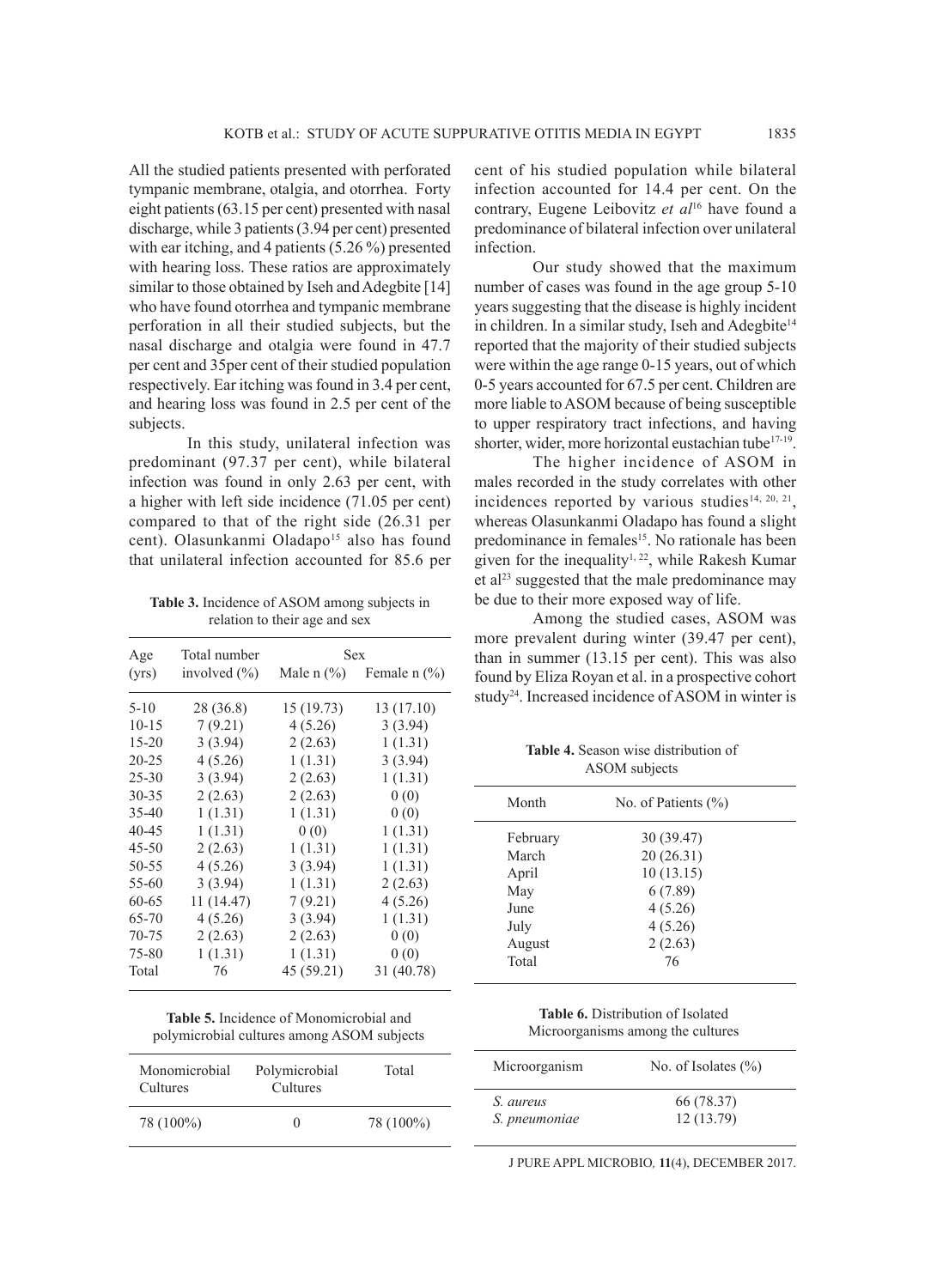All the studied patients presented with perforated tympanic membrane, otalgia, and otorrhea. Forty eight patients (63.15 per cent) presented with nasal discharge, while 3 patients (3.94 per cent) presented with ear itching, and 4 patients (5.26 %) presented with hearing loss. These ratios are approximately similar to those obtained by Iseh and Adegbite [14] who have found otorrhea and tympanic membrane perforation in all their studied subjects, but the nasal discharge and otalgia were found in 47.7 per cent and 35per cent of their studied population respectively. Ear itching was found in 3.4 per cent, and hearing loss was found in 2.5 per cent of the subjects.

In this study, unilateral infection was predominant (97.37 per cent), while bilateral infection was found in only 2.63 per cent, with a higher with left side incidence (71.05 per cent) compared to that of the right side (26.31 per cent). Olasunkanmi Oladapo[15] also has found that unilateral infection accounted for 85.6 per cent of his studied population while bilateral infection accounted for 14.4 per cent. On the contrary, Eugene Leibovitz *et al*[16] have found a predominance of bilateral infection over unilateral infection.

**Table 3.** Incidence of ASOM among subjects in relation to their age and sex

| Age (yrs) | Total number involved (%) | Sex | |
|---|---|---|---|
| | | Male n (%) | Female n (%) |
| 5-10 | 28 (36.8) | 15 (19.73) | 13 (17.10) |
| 10-15 | 7 (9.21) | 4 (5.26) | 3 (3.94) |
| 15-20 | 3 (3.94) | 2 (2.63) | 1 (1.31) |
| 20-25 | 4 (5.26) | 1 (1.31) | 3 (3.94) |
| 25-30 | 3 (3.94) | 2 (2.63) | 1 (1.31) |
| 30-35 | 2 (2.63) | 2 (2.63) | 0 (0) |
| 35-40 | 1 (1.31) | 1 (1.31) | 0 (0) |
| 40-45 | 1 (1.31) | 0 (0) | 1 (1.31) |
| 45-50 | 2 (2.63) | 1 (1.31) | 1 (1.31) |
| 50-55 | 4 (5.26) | 3 (3.94) | 1 (1.31) |
| 55-60 | 3 (3.94) | 1 (1.31) | 2 (2.63) |
| 60-65 | 11 (14.47) | 7 (9.21) | 4 (5.26) |
| 65-70 | 4 (5.26) | 3 (3.94) | 1 (1.31) |
| 70-75 | 2 (2.63) | 2 (2.63) | 0 (0) |
| 75-80 | 1 (1.31) | 1 (1.31) | 0 (0) |
| Total | 76 | 45 (59.21) | 31 (40.78) |

Our study showed that the maximum number of cases was found in the age group 5-10 years suggesting that the disease is highly incident in children. In a similar study, Iseh and Adegbite[14] reported that the majority of their studied subjects were within the age range 0-15 years, out of which 0-5 years accounted for 67.5 per cent. Children are more liable to ASOM because of being susceptible to upper respiratory tract infections, and having shorter, wider, more horizontal eustachian tube[17-19].

The higher incidence of ASOM in males recorded in the study correlates with other incidences reported by various studies[14, 20, 21], whereas Olasunkanmi Oladapo has found a slight predominance in females[15]. No rationale has been given for the inequality[1, 22], while Rakesh Kumar et al[23] suggested that the male predominance may be due to their more exposed way of life.

Among the studied cases, ASOM was more prevalent during winter (39.47 per cent), than in summer (13.15 per cent). This was also found by Eliza Royan et al. in a prospective cohort study[24]. Increased incidence of ASOM in winter is

**Table 4.** Season wise distribution of ASOM subjects

| Month | No. of Patients (%) |
|---|---|
| February | 30 (39.47) |
| March | 20 (26.31) |
| April | 10 (13.15) |
| May | 6 (7.89) |
| June | 4 (5.26) |
| July | 4 (5.26) |
| August | 2 (2.63) |
| Total | 76 |

**Table 5.** Incidence of Monomicrobial and polymicrobial cultures among ASOM subjects

| Monomicrobial Cultures | Polymicrobial Cultures | Total |
|---|---|---|
| 78 (100%) | 0 | 78 (100%) |

**Table 6.** Distribution of Isolated Microorganisms among the cultures

| Microorganism | No. of Isolates (%) |
|---|---|
| *S. aureus* | 66 (78.37) |
| *S. pneumoniae* | 12 (13.79) |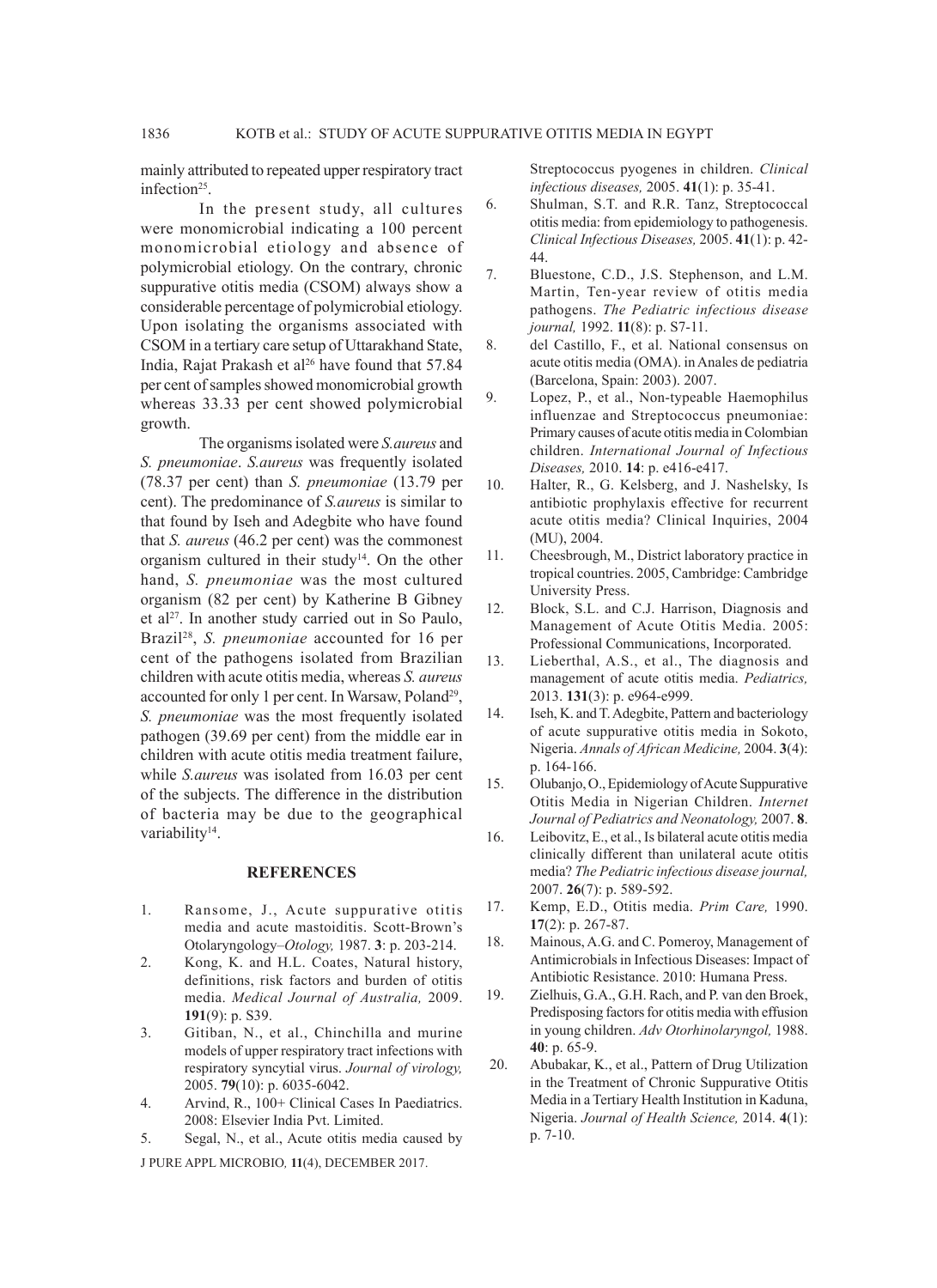mainly attributed to repeated upper respiratory tract infection[25].

In the present study, all cultures were monomicrobial indicating a 100 percent monomicrobial etiology and absence of polymicrobial etiology. On the contrary, chronic suppurative otitis media (CSOM) always show a considerable percentage of polymicrobial etiology. Upon isolating the organisms associated with CSOM in a tertiary care setup of Uttarakhand State, India, Rajat Prakash et al[26] have found that 57.84 per cent of samples showed monomicrobial growth whereas 33.33 per cent showed polymicrobial growth.

The organisms isolated were *S.aureus* and *S. pneumoniae*. *S.aureus* was frequently isolated (78.37 per cent) than *S. pneumoniae* (13.79 per cent). The predominance of *S.aureus* is similar to that found by Iseh and Adegbite who have found that *S. aureus* (46.2 per cent) was the commonest organism cultured in their study[14]. On the other hand, *S. pneumoniae* was the most cultured organism (82 per cent) by Katherine B Gibney et al[27]. In another study carried out in So Paulo, Brazil[28], *S. pneumoniae* accounted for 16 per cent of the pathogens isolated from Brazilian children with acute otitis media, whereas *S. aureus* accounted for only 1 per cent. In Warsaw, Poland[29], *S. pneumoniae* was the most frequently isolated pathogen (39.69 per cent) from the middle ear in children with acute otitis media treatment failure, while *S.aureus* was isolated from 16.03 per cent of the subjects. The difference in the distribution of bacteria may be due to the geographical variability[14].

## REFERENCES

1. Ransome, J., Acute suppurative otitis media and acute mastoiditis. Scott-Brown's Otolaryngology–*Otology,* 1987. **3**: p. 203-214.
2. Kong, K. and H.L. Coates, Natural history, definitions, risk factors and burden of otitis media. *Medical Journal of Australia,* 2009. **191**(9): p. S39.
3. Gitiban, N., et al., Chinchilla and murine models of upper respiratory tract infections with respiratory syncytial virus. *Journal of virology,* 2005. **79**(10): p. 6035-6042.
4. Arvind, R., 100+ Clinical Cases In Paediatrics. 2008: Elsevier India Pvt. Limited.
5. Segal, N., et al., Acute otitis media caused by Streptococcus pyogenes in children. *Clinical infectious diseases,* 2005. **41**(1): p. 35-41.
6. Shulman, S.T. and R.R. Tanz, Streptococcal otitis media: from epidemiology to pathogenesis. *Clinical Infectious Diseases,* 2005. **41**(1): p. 42-44.
7. Bluestone, C.D., J.S. Stephenson, and L.M. Martin, Ten-year review of otitis media pathogens. *The Pediatric infectious disease journal,* 1992. **11**(8): p. S7-11.
8. del Castillo, F., et al. National consensus on acute otitis media (OMA). in Anales de pediatria (Barcelona, Spain: 2003). 2007.
9. Lopez, P., et al., Non-typeable Haemophilus influenzae and Streptococcus pneumoniae: Primary causes of acute otitis media in Colombian children. *International Journal of Infectious Diseases,* 2010. **14**: p. e416-e417.
10. Halter, R., G. Kelsberg, and J. Nashelsky, Is antibiotic prophylaxis effective for recurrent acute otitis media? Clinical Inquiries, 2004 (MU), 2004.
11. Cheesbrough, M., District laboratory practice in tropical countries. 2005, Cambridge: Cambridge University Press.
12. Block, S.L. and C.J. Harrison, Diagnosis and Management of Acute Otitis Media. 2005: Professional Communications, Incorporated.
13. Lieberthal, A.S., et al., The diagnosis and management of acute otitis media. *Pediatrics,* 2013. **131**(3): p. e964-e999.
14. Iseh, K. and T. Adegbite, Pattern and bacteriology of acute suppurative otitis media in Sokoto, Nigeria. *Annals of African Medicine,* 2004. **3**(4): p. 164-166.
15. Olubanjo, O., Epidemiology of Acute Suppurative Otitis Media in Nigerian Children. *Internet Journal of Pediatrics and Neonatology,* 2007. **8**.
16. Leibovitz, E., et al., Is bilateral acute otitis media clinically different than unilateral acute otitis media? *The Pediatric infectious disease journal,* 2007. **26**(7): p. 589-592.
17. Kemp, E.D., Otitis media. *Prim Care,* 1990. **17**(2): p. 267-87.
18. Mainous, A.G. and C. Pomeroy, Management of Antimicrobials in Infectious Diseases: Impact of Antibiotic Resistance. 2010: Humana Press.
19. Zielhuis, G.A., G.H. Rach, and P. van den Broek, Predisposing factors for otitis media with effusion in young children. *Adv Otorhinolaryngol,* 1988. **40**: p. 65-9.
20. Abubakar, K., et al., Pattern of Drug Utilization in the Treatment of Chronic Suppurative Otitis Media in a Tertiary Health Institution in Kaduna, Nigeria. *Journal of Health Science,* 2014. **4**(1): p. 7-10.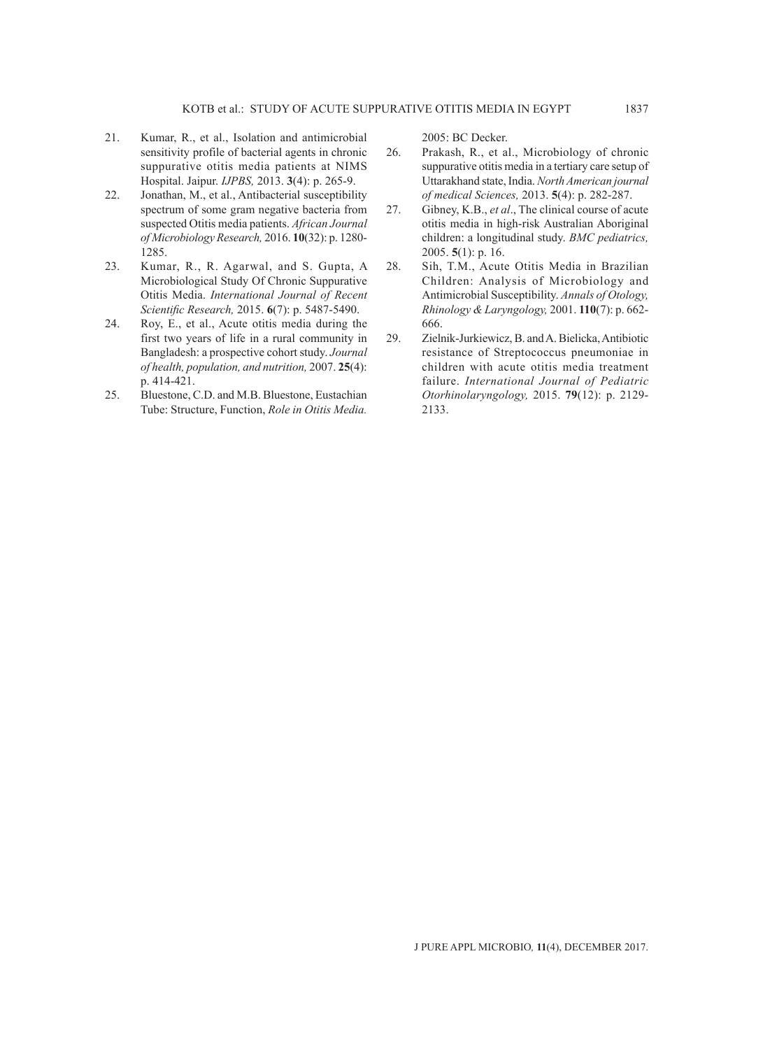21. Kumar, R., et al., Isolation and antimicrobial sensitivity profile of bacterial agents in chronic suppurative otitis media patients at NIMS Hospital. Jaipur. *IJPBS,* 2013. **3**(4): p. 265-9.
22. Jonathan, M., et al., Antibacterial susceptibility spectrum of some gram negative bacteria from suspected Otitis media patients. *African Journal of Microbiology Research,* 2016. **10**(32): p. 1280-1285.
23. Kumar, R., R. Agarwal, and S. Gupta, A Microbiological Study Of Chronic Suppurative Otitis Media. *International Journal of Recent Scientific Research,* 2015. **6**(7): p. 5487-5490.
24. Roy, E., et al., Acute otitis media during the first two years of life in a rural community in Bangladesh: a prospective cohort study. *Journal of health, population, and nutrition,* 2007. **25**(4): p. 414-421.
25. Bluestone, C.D. and M.B. Bluestone, Eustachian Tube: Structure, Function, *Role in Otitis Media.* 2005: BC Decker.
26. Prakash, R., et al., Microbiology of chronic suppurative otitis media in a tertiary care setup of Uttarakhand state, India. *North American journal of medical Sciences,* 2013. **5**(4): p. 282-287.
27. Gibney, K.B., *et al*., The clinical course of acute otitis media in high-risk Australian Aboriginal children: a longitudinal study. *BMC pediatrics,* 2005. **5**(1): p. 16.
28. Sih, T.M., Acute Otitis Media in Brazilian Children: Analysis of Microbiology and Antimicrobial Susceptibility. *Annals of Otology, Rhinology & Laryngology,* 2001. **110**(7): p. 662-666.
29. Zielnik-Jurkiewicz, B. and A. Bielicka, Antibiotic resistance of Streptococcus pneumoniae in children with acute otitis media treatment failure. *International Journal of Pediatric Otorhinolaryngology,* 2015. **79**(12): p. 2129-2133.